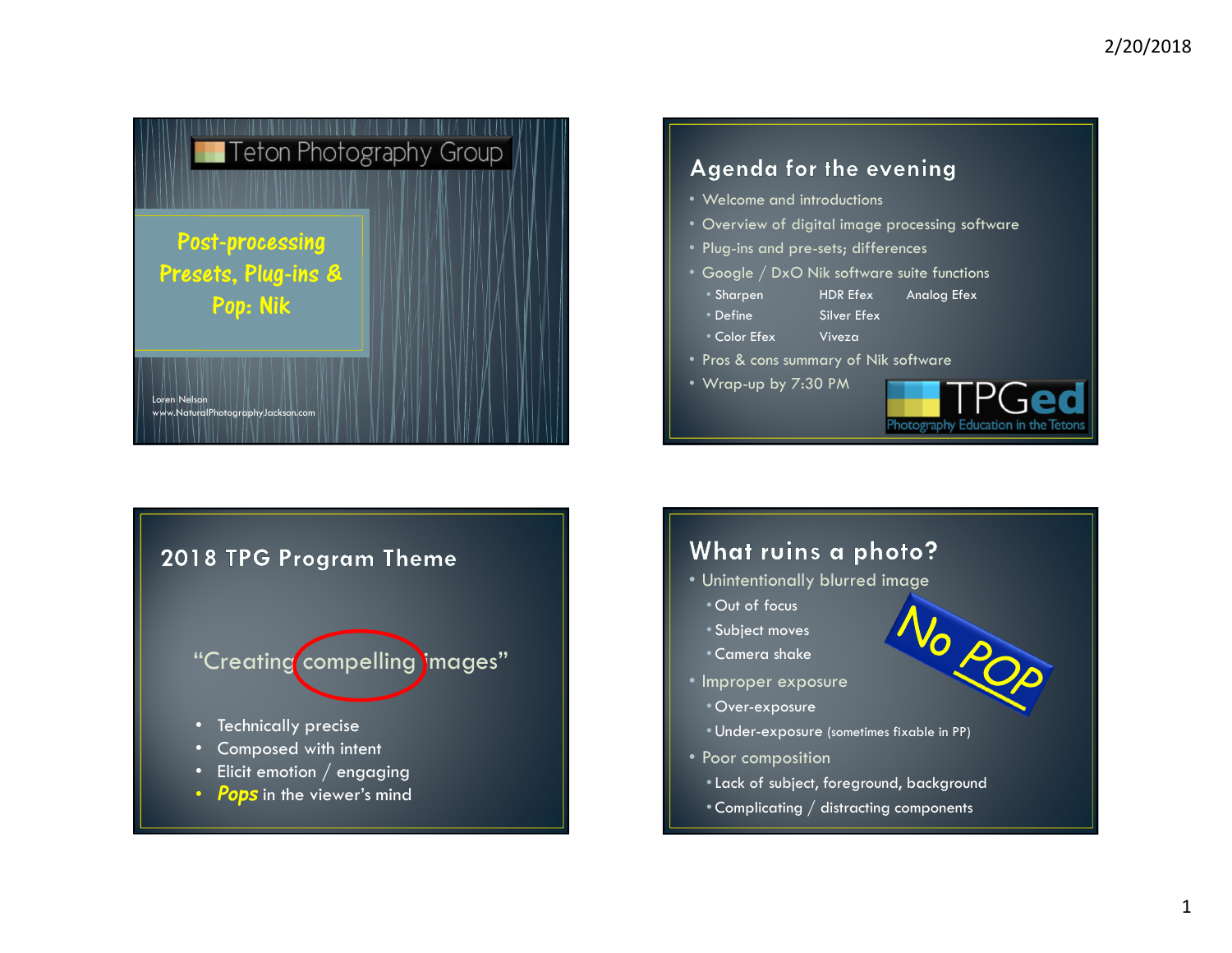## Teton Photography Group

**Post-processing Presets, Plug-ins & Pop: Nik**

Loren Nelson
www.NaturalPhotographyJackson.com

## Agenda for the evening

- Welcome and introductions
- Overview of digital image processing software
- Plug-ins and pre-sets; differences
- Google / DxO Nik software suite functions
  - Sharpen
  - Define
  - Color Efex
  - HDR Efex
  - Silver Efex
  - Viveza
  - Analog Efex
- Pros & cons summary of Nik software
- Wrap-up by 7:30 PM

TPGed
Photography Education in the Tetons

## 2018 TPG Program Theme

"Creating compelling images"

- Technically precise
- Composed with intent
- Elicit emotion / engaging
- ***Pops*** in the viewer's mind

## What ruins a photo?

- Unintentionally blurred image
  - Out of focus
  - Subject moves
  - Camera shake
- Improper exposure
  - Over-exposure
  - Under-exposure (sometimes fixable in PP)
- Poor composition
  - Lack of subject, foreground, background
  - Complicating / distracting components

No POP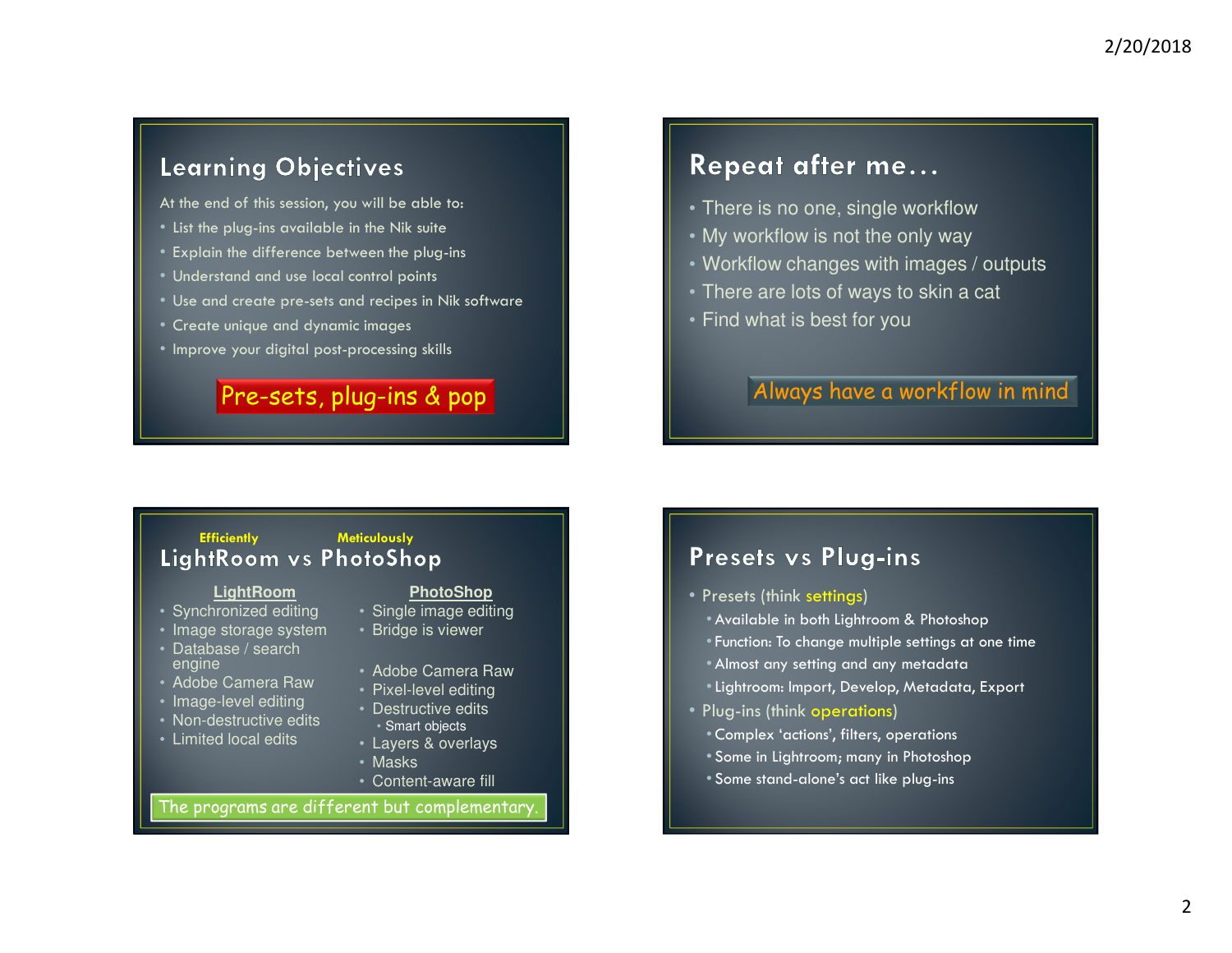## Learning Objectives

At the end of this session, you will be able to:

- List the plug-ins available in the Nik suite
- Explain the difference between the plug-ins
- Understand and use local control points
- Use and create pre-sets and recipes in Nik software
- Create unique and dynamic images
- Improve your digital post-processing skills

**Pre-sets, plug-ins & pop**

## Repeat after me…

- There is no one, single workflow
- My workflow is not the only way
- Workflow changes with images / outputs
- There are lots of ways to skin a cat
- Find what is best for you

**Always have a workflow in mind**

## LightRoom vs PhotoShop

*Efficiently* (LightRoom) — *Meticulously* (PhotoShop)

**LightRoom**

- Synchronized editing
- Image storage system
- Database / search engine
- Adobe Camera Raw
- Image-level editing
- Non-destructive edits
- Limited local edits

**PhotoShop**

- Single image editing
- Bridge is viewer
- Adobe Camera Raw
- Pixel-level editing
- Destructive edits
  - Smart objects
- Layers & overlays
- Masks
- Content-aware fill

**The programs are different but complementary.**

## Presets vs Plug-ins

- Presets (think settings)
  - Available in both Lightroom & Photoshop
  - Function: To change multiple settings at one time
  - Almost any setting and any metadata
  - Lightroom: Import, Develop, Metadata, Export
- Plug-ins (think operations)
  - Complex ‘actions’, filters, operations
  - Some in Lightroom; many in Photoshop
  - Some stand-alone’s act like plug-ins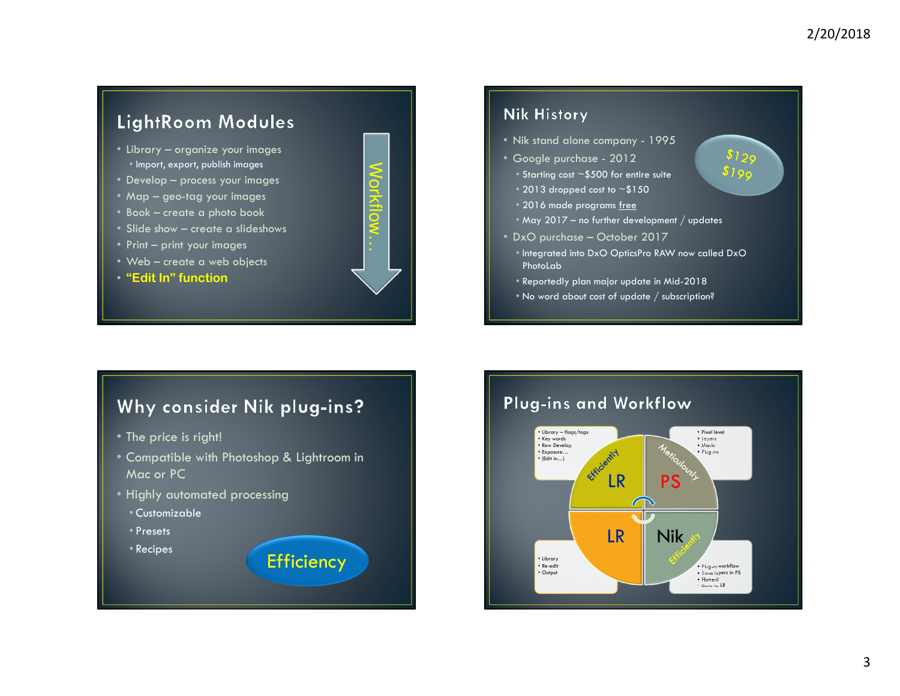## LightRoom Modules

- Library – organize your images
  - Import, export, publish images
- Develop – process your images
- Map – geo-tag your images
- Book – create a photo book
- Slide show – create a slideshows
- Print – print your images
- Web – create a web objects
- **"Edit In" function**

Workflow…

## Nik History

- Nik stand alone company - 1995
- Google purchase - 2012
  - Starting cost ~$500 for entire suite
  - 2013 dropped cost to ~$150
  - 2016 made programs free
  - May 2017 – no further development / updates
- DxO purchase – October 2017
  - Integrated into DxO OpticsPro RAW now called DxO PhotoLab
  - Reportedly plan major update in Mid-2018
  - No word about cost of update / subscription?

$129
$199

## Why consider Nik plug-ins?

- The price is right!
- Compatible with Photoshop & Lightroom in Mac or PC
- Highly automated processing
  - Customizable
  - Presets
  - Recipes

Efficiency

## Plug-ins and Workflow

- Library – flags/tags
- Key words
- Raw Develop
- Exposure…
- (Edit in…)

Efficiently LR

- Pixel level
- Layers
- Masks
- Plug-ins

Meticulously PS

LR

- Library
- Re-edit
- Output

Nik Efficiently

- Plug-in workflow
- Save layers in PS
- Flatten?
- Save to LR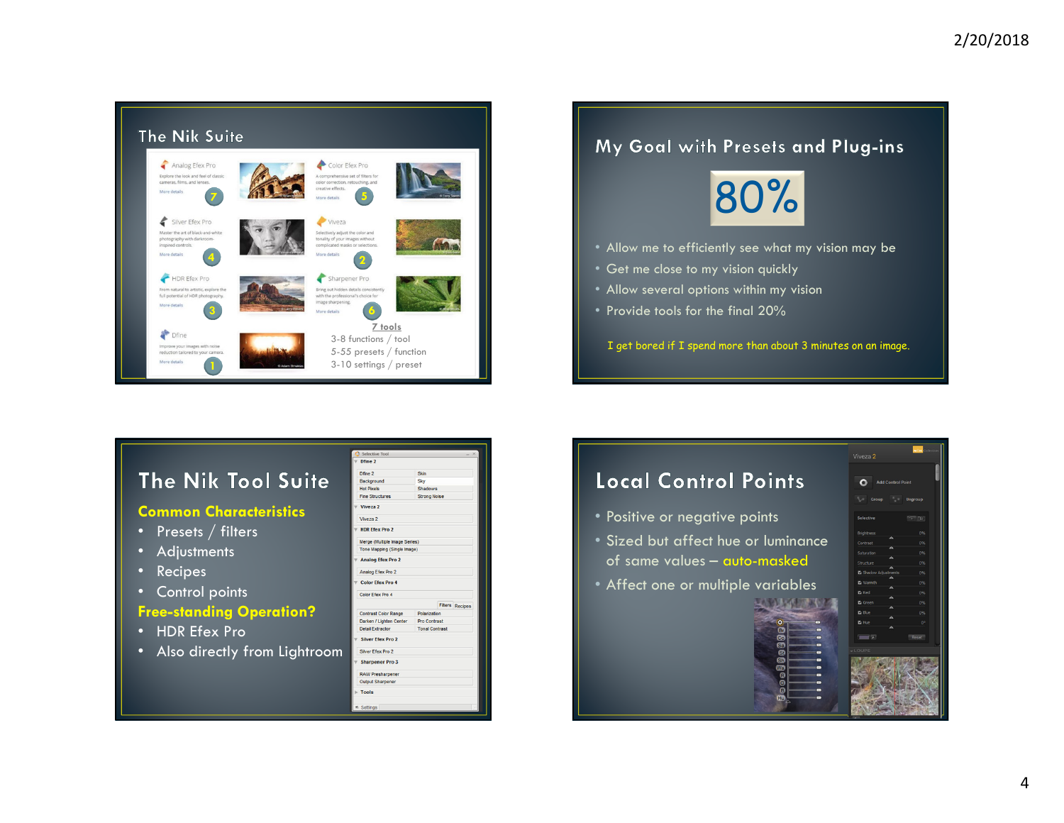## The Nik Suite

- Analog Efex Pro — Explore the look and feel of classic cameras, films, and lenses. (7)
- Color Efex Pro — A comprehensive set of filters for color correction, retouching, and creative effects. (5)
- Silver Efex Pro — Master the art of black-and-white photography with darkroom-inspired controls. (4)
- Viveza — Selectively adjust the color and tonality of your images without complicated masks or selections. (2)
- HDR Efex Pro — From natural to artistic, explore the full potential of HDR photography. (3)
- Sharpener Pro — Bring out hidden details consistently with the professional's choice for image sharpening. (6)
- Dfine — Improve your images with noise reduction tailored to your camera. (1)

7 tools
3-8 functions / tool
5-55 presets / function
3-10 settings / preset

## My Goal with Presets and Plug-ins

80%

- Allow me to efficiently see what my vision may be
- Get me close to my vision quickly
- Allow several options within my vision
- Provide tools for the final 20%

I get bored if I spend more than about 3 minutes on an image.

## The Nik Tool Suite

**Common Characteristics**

- Presets / filters
- Adjustments
- Recipes
- Control points

**Free-standing Operation?**

- HDR Efex Pro
- Also directly from Lightroom

## Local Control Points

- Positive or negative points
- Sized but affect hue or luminance of same values – auto-masked
- Affect one or multiple variables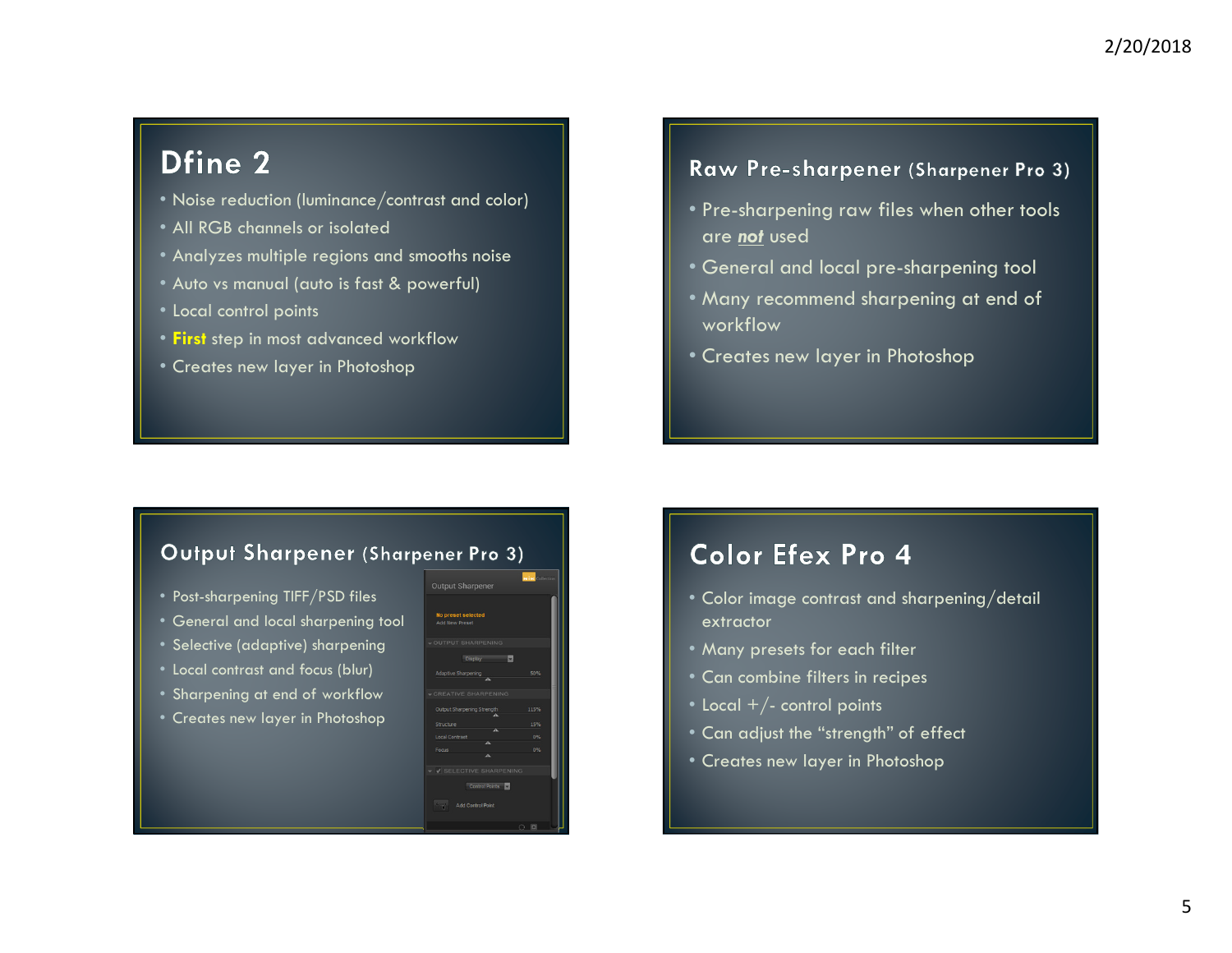## Dfine 2

- Noise reduction (luminance/contrast and color)
- All RGB channels or isolated
- Analyzes multiple regions and smooths noise
- Auto vs manual (auto is fast & powerful)
- Local control points
- **First** step in most advanced workflow
- Creates new layer in Photoshop

## Raw Pre-sharpener (Sharpener Pro 3)

- Pre-sharpening raw files when other tools are ***not*** used
- General and local pre-sharpening tool
- Many recommend sharpening at end of workflow
- Creates new layer in Photoshop

## Output Sharpener (Sharpener Pro 3)

- Post-sharpening TIFF/PSD files
- General and local sharpening tool
- Selective (adaptive) sharpening
- Local contrast and focus (blur)
- Sharpening at end of workflow
- Creates new layer in Photoshop

## Color Efex Pro 4

- Color image contrast and sharpening/detail extractor
- Many presets for each filter
- Can combine filters in recipes
- Local +/- control points
- Can adjust the "strength" of effect
- Creates new layer in Photoshop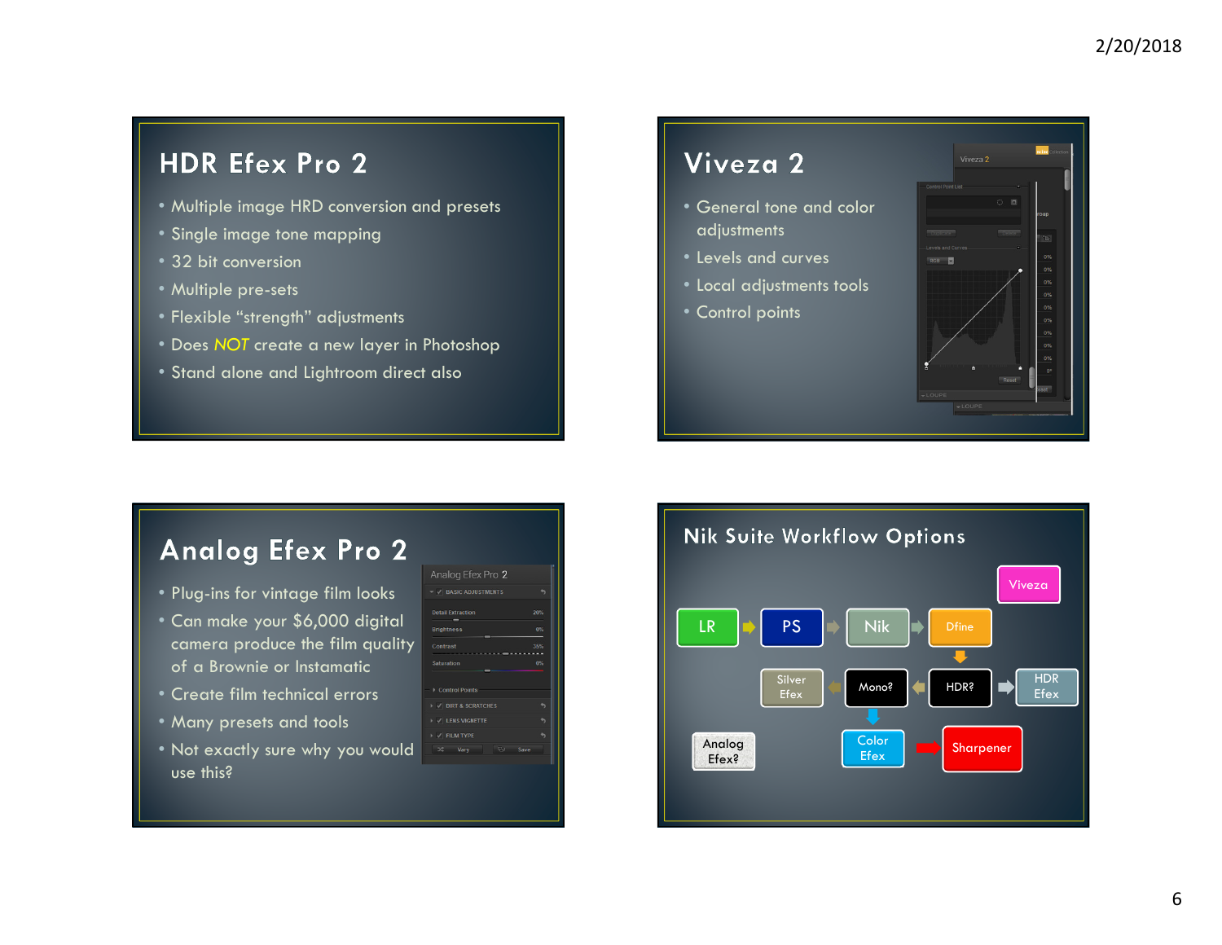## HDR Efex Pro 2

- Multiple image HRD conversion and presets
- Single image tone mapping
- 32 bit conversion
- Multiple pre-sets
- Flexible "strength" adjustments
- Does NOT create a new layer in Photoshop
- Stand alone and Lightroom direct also

## Viveza 2

- General tone and color adjustments
- Levels and curves
- Local adjustments tools
- Control points

## Analog Efex Pro 2

- Plug-ins for vintage film looks
- Can make your $6,000 digital camera produce the film quality of a Brownie or Instamatic
- Create film technical errors
- Many presets and tools
- Not exactly sure why you would use this?

## Nik Suite Workflow Options

LR → PS → Nik → Dfine

Viveza

Dfine → HDR? → HDR Efex

HDR? → Mono? → Silver Efex

Mono? → Color Efex → Sharpener

Analog Efex?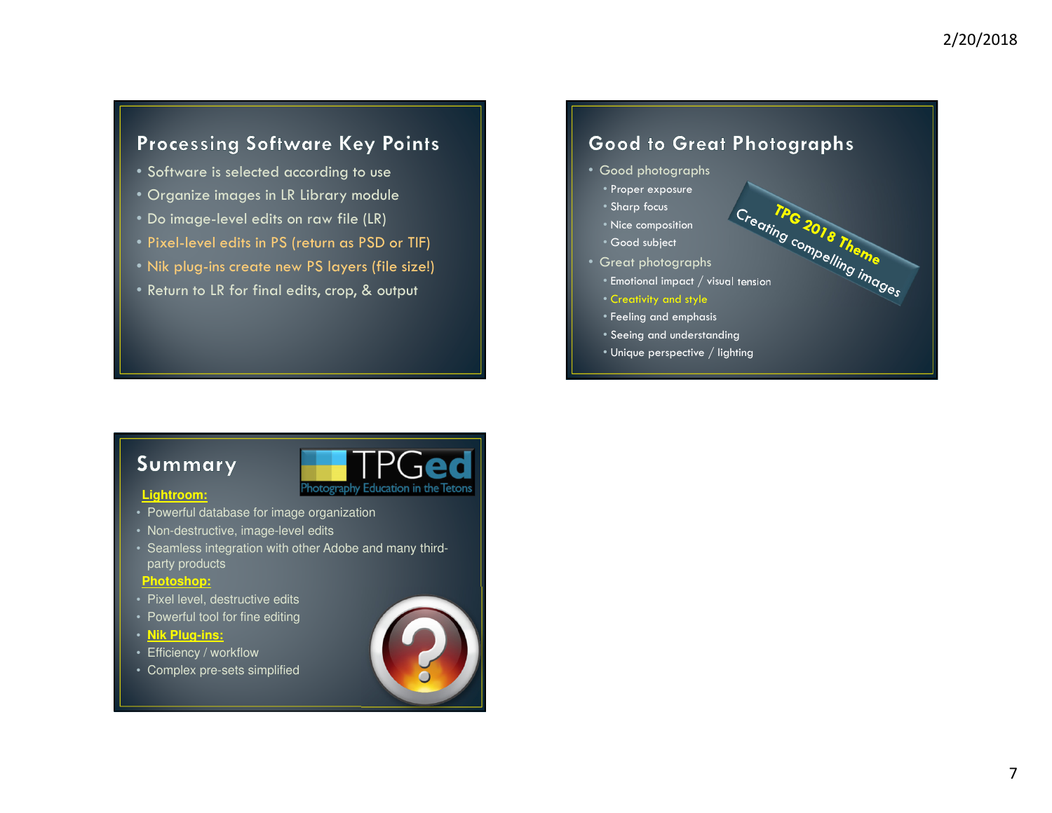## Processing Software Key Points

- Software is selected according to use
- Organize images in LR Library module
- Do image-level edits on raw file (LR)
- Pixel-level edits in PS (return as PSD or TIF)
- Nik plug-ins create new PS layers (file size!)
- Return to LR for final edits, crop, & output

## Good to Great Photographs

- Good photographs
  - Proper exposure
  - Sharp focus
  - Nice composition
  - Good subject
- Great photographs
  - Emotional impact / visual tension
  - Creativity and style
  - Feeling and emphasis
  - Seeing and understanding
  - Unique perspective / lighting

TPG 2018 Theme
Creating compelling images

## Summary

TPGed
Photography Education in the Tetons

**Lightroom:**

- Powerful database for image organization
- Non-destructive, image-level edits
- Seamless integration with other Adobe and many third-party products

**Photoshop:**

- Pixel level, destructive edits
- Powerful tool for fine editing

**Nik Plug-ins:**

- Efficiency / workflow
- Complex pre-sets simplified